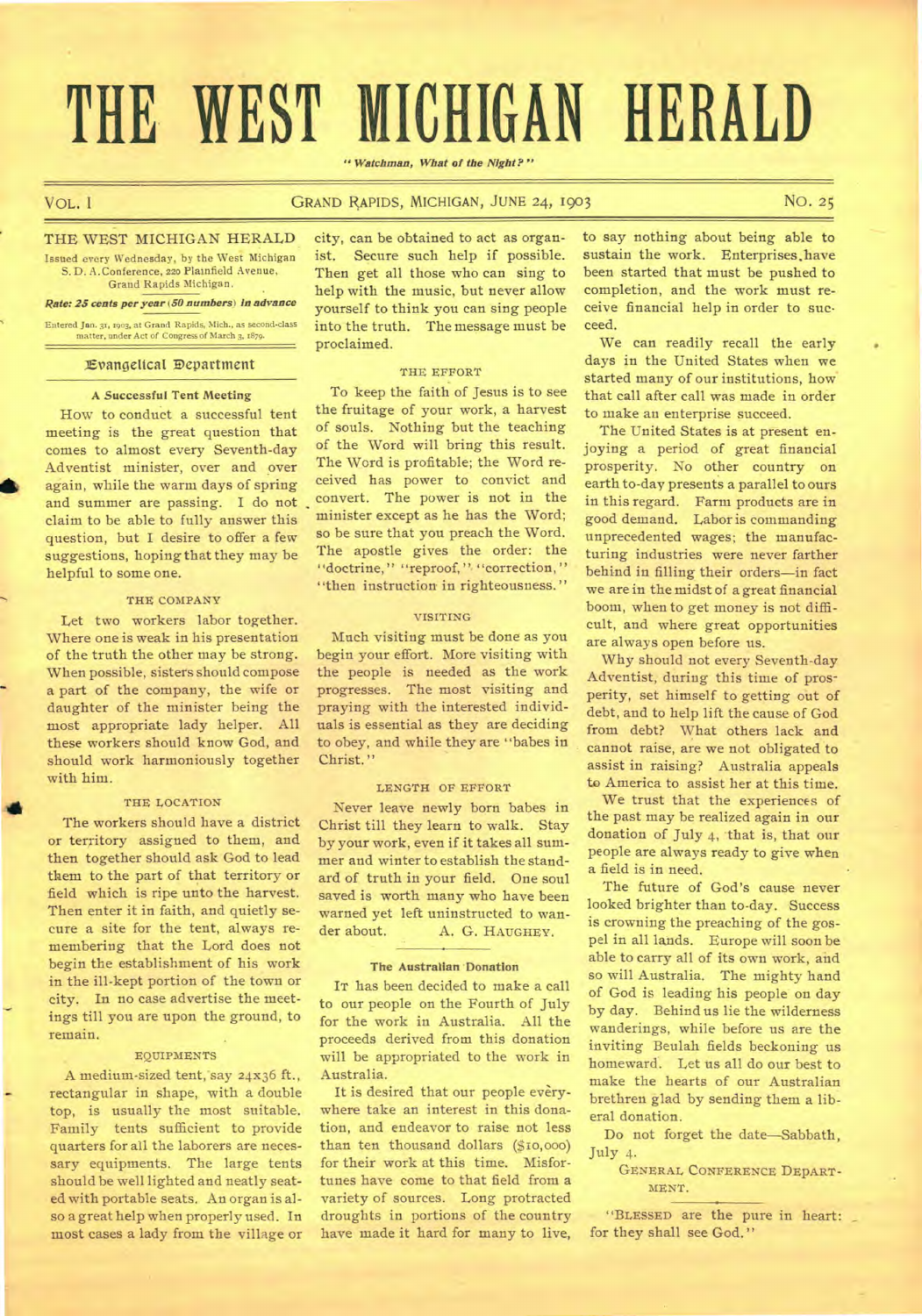# THE WEST MICHIGAN HERALD

*"Watchman, What of the Night?"*

VOL. I — GRAND RAPIDS, MICHIGAN, JUNE 24, 1903 — NO. 25

THE WEST MICHIGAN HERALD

Issued every Wednesday, by the West Michigan S. D. A. Conference, 220 Plainfield Avenue, Grand Rapids Michigan.

***Rate: 25 cents per year (50 numbers) in advance***

Entered Jan. 31, 1903, at Grand Rapids, Mich., as second-class matter, under Act of Congress of March 3, 1879.

## Evangelical Department

### A Successful Tent Meeting

How to conduct a successful tent meeting is the great question that comes to almost every Seventh-day Adventist minister, over and over again, while the warm days of spring and summer are passing. I do not claim to be able to fully answer this question, but I desire to offer a few suggestions, hoping that they may be helpful to some one.

#### THE COMPANY

Let two workers labor together. Where one is weak in his presentation of the truth the other may be strong. When possible, sisters should compose a part of the company, the wife or daughter of the minister being the most appropriate lady helper. All these workers should know God, and should work harmoniously together with him.

#### THE LOCATION

The workers should have a district or territory assigned to them, and then together should ask God to lead them to the part of that territory or field which is ripe unto the harvest. Then enter it in faith, and quietly secure a site for the tent, always remembering that the Lord does not begin the establishment of his work in the ill-kept portion of the town or city. In no case advertise the meetings till you are upon the ground, to remain.

#### EQUIPMENTS

A medium-sized tent, say 24x36 ft., rectangular in shape, with a double top, is usually the most suitable. Family tents sufficient to provide quarters for all the laborers are necessary equipments. The large tents should be well lighted and neatly seated with portable seats. An organ is also a great help when properly used. In most cases a lady from the village or city, can be obtained to act as organist. Secure such help if possible. Then get all those who can sing to help with the music, but never allow yourself to think you can sing people into the truth. The message must be proclaimed.

#### THE EFFORT

To keep the faith of Jesus is to see the fruitage of your work, a harvest of souls. Nothing but the teaching of the Word will bring this result. The Word is profitable; the Word received has power to convict and convert. The power is not in the minister except as he has the Word; so be sure that you preach the Word. The apostle gives the order: the "doctrine," "reproof," "correction," "then instruction in righteousness."

#### VISITING

Much visiting must be done as you begin your effort. More visiting with the people is needed as the work progresses. The most visiting and praying with the interested individuals is essential as they are deciding to obey, and while they are "babes in Christ."

#### LENGTH OF EFFORT

Never leave newly born babes in Christ till they learn to walk. Stay by your work, even if it takes all summer and winter to establish the standard of truth in your field. One soul saved is worth many who have been warned yet left uninstructed to wander about.

A. G. HAUGHEY.

### The Australian Donation

IT has been decided to make a call to our people on the Fourth of July for the work in Australia. All the proceeds derived from this donation will be appropriated to the work in Australia.

It is desired that our people everywhere take an interest in this donation, and endeavor to raise not less than ten thousand dollars ($10,000) for their work at this time. Misfortunes have come to that field from a variety of sources. Long protracted droughts in portions of the country have made it hard for many to live, to say nothing about being able to sustain the work. Enterprises have been started that must be pushed to completion, and the work must receive financial help in order to succeed.

We can readily recall the early days in the United States when we started many of our institutions, how that call after call was made in order to make an enterprise succeed.

The United States is at present enjoying a period of great financial prosperity. No other country on earth to-day presents a parallel to ours in this regard. Farm products are in good demand. Labor is commanding unprecedented wages; the manufacturing industries were never farther behind in filling their orders—in fact we are in the midst of a great financial boom, when to get money is not difficult, and where great opportunities are always open before us.

Why should not every Seventh-day Adventist, during this time of prosperity, set himself to getting out of debt, and to help lift the cause of God from debt? What others lack and cannot raise, are we not obligated to assist in raising? Australia appeals to America to assist her at this time.

We trust that the experiences of the past may be realized again in our donation of July 4, that is, that our people are always ready to give when a field is in need.

The future of God's cause never looked brighter than to-day. Success is crowning the preaching of the gospel in all lands. Europe will soon be able to carry all of its own work, and so will Australia. The mighty hand of God is leading his people on day by day. Behind us lie the wilderness wanderings, while before us are the inviting Beulah fields beckoning us homeward. Let us all do our best to make the hearts of our Australian brethren glad by sending them a liberal donation.

Do not forget the date—Sabbath, July 4.

GENERAL CONFERENCE DEPARTMENT.

"BLESSED are the pure in heart: for they shall see God."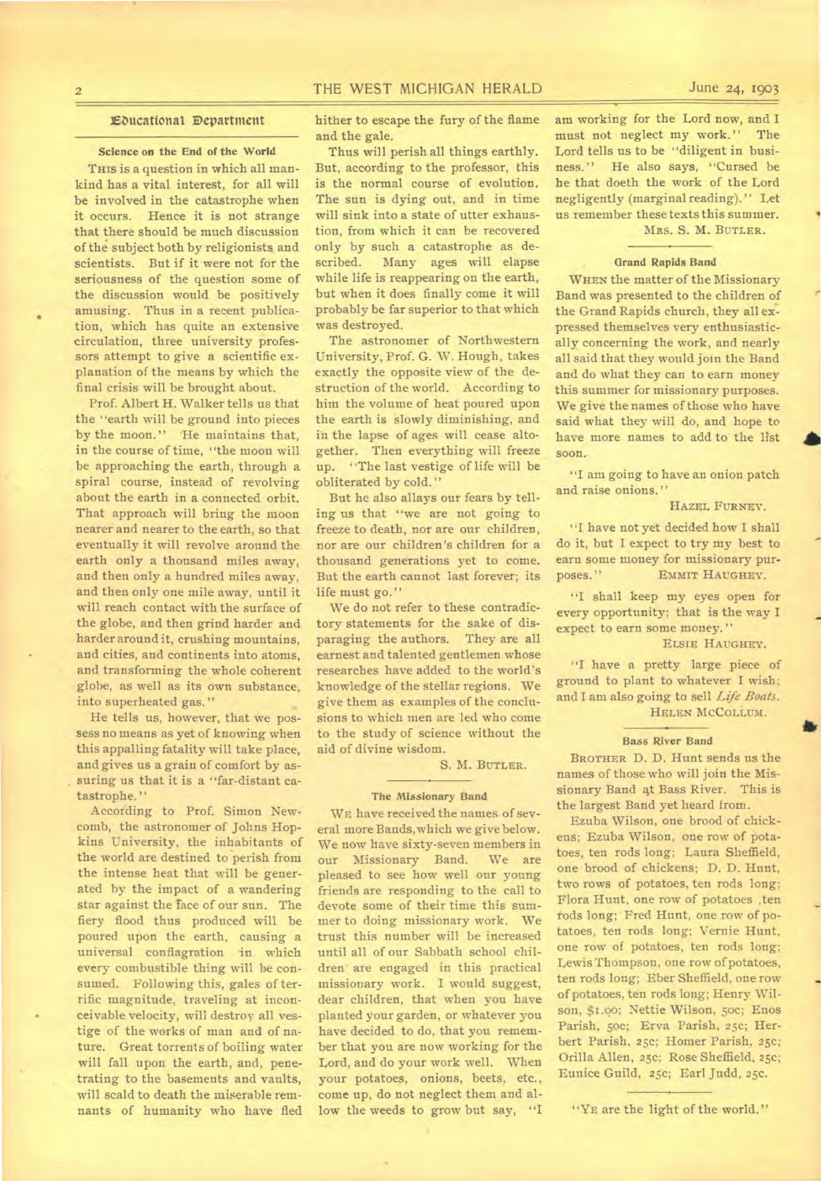## Educational Department

### Science on the End of the World

THIS is a question in which all mankind has a vital interest, for all will be involved in the catastrophe when it occurs. Hence it is not strange that there should be much discussion of the subject both by religionists and scientists. But if it were not for the seriousness of the question some of the discussion would be positively amusing. Thus in a recent publication, which has quite an extensive circulation, three university professors attempt to give a scientific explanation of the means by which the final crisis will be brought about.

Prof. Albert H. Walker tells us that the "earth will be ground into pieces by the moon." He maintains that, in the course of time, "the moon will be approaching the earth, through a spiral course, instead of revolving about the earth in a connected orbit. That approach will bring the moon nearer and nearer to the earth, so that eventually it will revolve around the earth only a thousand miles away, and then only a hundred miles away, and then only one mile away, until it will reach contact with the surface of the globe, and then grind harder and harder around it, crushing mountains, and cities, and continents into atoms, and transforming the whole coherent globe, as well as its own substance, into superheated gas."

He tells us, however, that we possess no means as yet of knowing when this appalling fatality will take place, and gives us a grain of comfort by assuring us that it is a "far-distant catastrophe."

According to Prof. Simon Newcomb, the astronomer of Johns Hopkins University, the inhabitants of the world are destined to perish from the intense heat that will be generated by the impact of a wandering star against the face of our sun. The fiery flood thus produced will be poured upon the earth, causing a universal conflagration in which every combustible thing will be consumed. Following this, gales of terrific magnitude, traveling at inconceivable velocity, will destroy all vestige of the works of man and of nature. Great torrents of boiling water will fall upon the earth, and, penetrating to the basements and vaults, will scald to death the miserable remnants of humanity who have fled hither to escape the fury of the flame and the gale.

Thus will perish all things earthly. But, according to the professor, this is the normal course of evolution. The sun is dying out, and in time will sink into a state of utter exhaustion, from which it can be recovered only by such a catastrophe as described. Many ages will elapse while life is reappearing on the earth, but when it does finally come it will probably be far superior to that which was destroyed.

The astronomer of Northwestern University, Prof. G. W. Hough, takes exactly the opposite view of the destruction of the world. According to him the volume of heat poured upon the earth is slowly diminishing, and in the lapse of ages will cease altogether. Then everything will freeze up. "The last vestige of life will be obliterated by cold."

But he also allays our fears by telling us that "we are not going to freeze to death, nor are our children, nor are our children's children for a thousand generations yet to come. But the earth cannot last forever; its life must go."

We do not refer to these contradictory statements for the sake of disparaging the authors. They are all earnest and talented gentlemen whose researches have added to the world's knowledge of the stellar regions. We give them as examples of the conclusions to which men are led who come to the study of science without the aid of divine wisdom.

S. M. BUTLER.

### The Missionary Band

WE have received the names of several more Bands, which we give below. We now have sixty-seven members in our Missionary Band. We are pleased to see how well our young friends are responding to the call to devote some of their time this summer to doing missionary work. We trust this number will be increased until all of our Sabbath school children are engaged in this practical missionary work. I would suggest, dear children, that when you have planted your garden, or whatever you have decided to do, that you remember that you are now working for the Lord, and do your work well. When your potatoes, onions, beets, etc., come up, do not neglect them and allow the weeds to grow but say, "I am working for the Lord now, and I must not neglect my work." The Lord tells us to be "diligent in business." He also says, "Cursed be he that doeth the work of the Lord negligently (marginal reading)." Let us remember these texts this summer.

MRS. S. M. BUTLER.

### Grand Rapids Band

WHEN the matter of the Missionary Band was presented to the children of the Grand Rapids church, they all expressed themselves very enthusiastically concerning the work, and nearly all said that they would join the Band and do what they can to earn money this summer for missionary purposes. We give the names of those who have said what they will do, and hope to have more names to add to the list soon.

"I am going to have an onion patch and raise onions."

HAZEL FURNEY.

"I have not yet decided how I shall do it, but I expect to try my best to earn some money for missionary purposes." EMMIT HAUGHEY.

"I shall keep my eyes open for every opportunity; that is the way I expect to earn some money."

ELSIE HAUGHEY.

"I have a pretty large piece of ground to plant to whatever I wish; and I am also going to sell *Life Boats*.

HELEN MCCOLLUM.

### Bass River Band

BROTHER D. D. Hunt sends us the names of those who will join the Missionary Band at Bass River. This is the largest Band yet heard from.

Ezuba Wilson, one brood of chickens; Ezuba Wilson, one row of potatoes, ten rods long; Laura Sheffield, one brood of chickens; D. D. Hunt, two rows of potatoes, ten rods long; Flora Hunt, one row of potatoes, ten rods long; Fred Hunt, one row of potatoes, ten rods long; Vernie Hunt, one row of potatoes, ten rods long; Lewis Thompson, one row of potatoes, ten rods long; Eber Sheffield, one row of potatoes, ten rods long; Henry Wilson, $1.00; Nettie Wilson, 50c; Enos Parish, 50c; Erva Parish, 25c; Herbert Parish, 25c; Homer Parish, 25c; Orilla Allen, 25c; Rose Sheffield, 25c; Eunice Guild, 25c; Earl Judd, 25c.

---

"YE are the light of the world."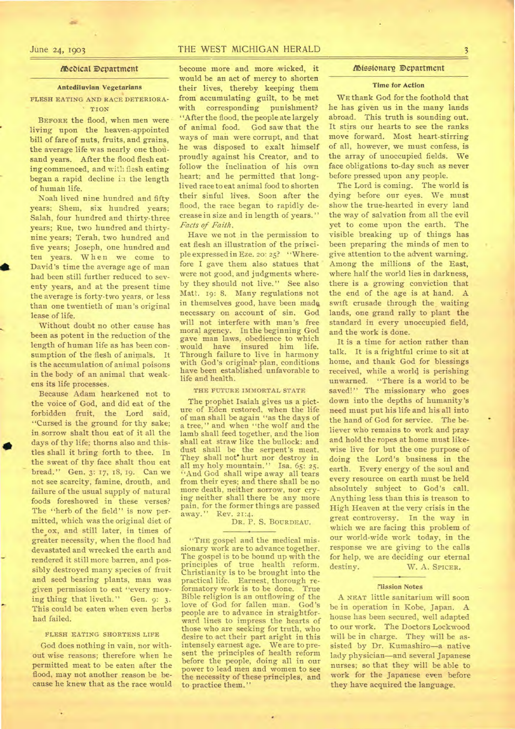## Medical Department

### Antediluvian Vegetarians

#### FLESH EATING AND RACE DETERIORATION

BEFORE the flood, when men were living upon the heaven-appointed bill of fare of nuts, fruits, and grains, the average life was nearly one thousand years. After the flood flesh eating commenced, and with flesh eating began a rapid decline in the length of human life.

Noah lived nine hundred and fifty years; Shem, six hundred years; Salah, four hundred and thirty-three years; Rue, two hundred and thirty-nine years; Terah, two hundred and five years; Joseph, one hundred and ten years. When we come to David's time the average age of man had been still further reduced to seventy years, and at the present time the average is forty-two years, or less than one twentieth of man's original lease of life.

Without doubt no other cause has been as potent in the reduction of the length of human life as has been consumption of the flesh of animals. It is the accumulation of animal poisons in the body of an animal that weakens its life processes.

Because Adam hearkened not to the voice of God, and did eat of the forbidden fruit, the Lord said, "Cursed is the ground for thy sake; in sorrow shalt thou eat of it all the days of thy life; thorns also and thistles shall it bring forth to thee. In the sweat of thy face shalt thou eat bread." Gen. 3: 17, 18, 19. Can we not see scarcity, famine, drouth, and failure of the usual supply of natural foods foreshowed in these verses? The "herb of the field" is now permitted, which was the original diet of the ox, and still later, in times of greater necessity, when the flood had devastated and wrecked the earth and rendered it still more barren, and possibly destroyed many species of fruit and seed bearing plants, man was given permission to eat "every moving thing that liveth." Gen. 9: 3. This could be eaten when even herbs had failed.

#### FLESH EATING SHORTENS LIFE

God does nothing in vain, nor without wise reasons; therefore when he permitted meat to be eaten after the flood, may not another reason be because he knew that as the race would become more and more wicked, it would be an act of mercy to shorten their lives, thereby keeping them from accumulating guilt, to be met with corresponding punishment? "After the flood, the people ate largely of animal food. God saw that the ways of man were corrupt, and that he was disposed to exalt himself proudly against his Creator, and to follow the inclination of his own heart; and he permitted that long-lived race to eat animal food to shorten their sinful lives. Soon after the flood, the race began to rapidly decrease in size and in length of years." *Facts of Faith.*

Have we not in the permission to eat flesh an illustration of the principle expressed in Eze. 20: 25? "Wherefore I gave them also statues that were not good, and judgments whereby they should not live." See also Matt. 19: 8. Many regulations not in themselves good, have been made necessary on account of sin. God will not interfere with man's free moral agency. In the beginning God gave man laws, obedience to which would have insured him life. Through failure to live in harmony with God's original plan, conditions have been established unfavorable to life and health.

#### THE FUTURE IMMORTAL STATE

The prophet Isaiah gives us a picture of Eden restored, when the life of man shall be again "as the days of a tree," and when "the wolf and the lamb shall feed together, and the lion shall eat straw like the bullock: and dust shall be the serpent's meat. They shall not hurt nor destroy in all my holy mountain." Isa. 65: 25. "And God shall wipe away all tears from their eyes; and there shall be no more death, neither sorrow, nor crying neither shall there be any more pain, for the former things are passed away." Rev. 21:4.

DR. P. S. BOURDEAU.

---

"THE gospel and the medical missionary work are to advance together. The gospel is to be bound up with the principles of true health reform. Christianity is to be brought into the practical life. Earnest, thorough reformatory work is to be done. True Bible religion is an outflowing of the love of God for fallen man. God's people are to advance in straightforward lines to impress the hearts of those who are seeking for truth, who desire to act their part aright in this intensely earnest age. We are to present the principles of health reform before the people, doing all in our power to lead men and women to see the necessity of these principles, and to practice them."

## Missionary Department

### Time for Action

WE thank God for the foothold that he has given us in the many lands abroad. This truth is sounding out. It stirs our hearts to see the ranks move forward. Most heart-stirring of all, however, we must confess, is the array of unoccupied fields. We face obligations to-day such as never before pressed upon any people.

The Lord is coming. The world is dying before our eyes. We must show the true-hearted in every land the way of salvation from all the evil yet to come upon the earth. The visible breaking up of things has been preparing the minds of men to give attention to the advent warning. Among the millions of the East, where half the world lies in darkness, there is a growing conviction that the end of the age is at hand. A swift crusade through the waiting lands, one grand rally to plant the standard in every unoccupied field, and the work is done.

It is a time for action rather than talk. It is a frightful crime to sit at home, and thank God for blessings received, while a world is perishing unwarned. "There is a world to be saved!" The missionary who goes down into the depths of humanity's need must put his life and his all into the hand of God for service. The believer who remains to work and pray and hold the ropes at home must likewise live for but the one purpose of doing the Lord's business in the earth. Every energy of the soul and every resource on earth must be held absolutely subject to God's call. Anything less than this is treason to High Heaven at the very crisis in the great controversy. In the way in which we are facing this problem of our world-wide work today, in the response we are giving to the calls for help, we are deciding our eternal destiny.

W. A. SPICER.

---

### Mission Notes

A NEAT little sanitarium will soon be in operation in Kobe, Japan. A house has been secured, well adapted to our work. The Doctors Lockwood will be in charge. They will be assisted by Dr. Kumashiro—a native lady physician—and several Japanese nurses; so that they will be able to work for the Japanese even before they have acquired the language.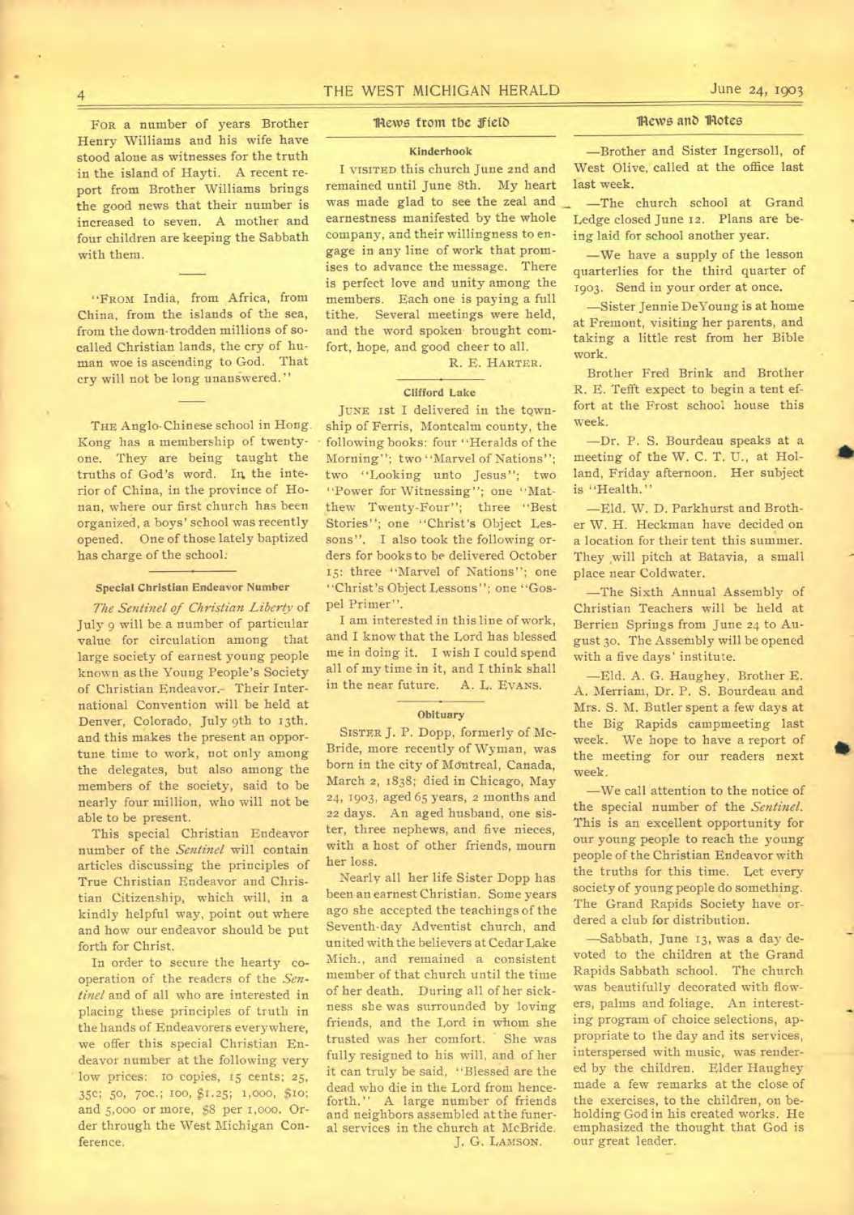FOR a number of years Brother Henry Williams and his wife have stood alone as witnesses for the truth in the island of Hayti. A recent report from Brother Williams brings the good news that their number is increased to seven. A mother and four children are keeping the Sabbath with them.

"FROM India, from Africa, from China, from the islands of the sea, from the down-trodden millions of so-called Christian lands, the cry of human woe is ascending to God. That cry will not be long unanswered."

THE Anglo-Chinese school in Hong Kong has a membership of twenty-one. They are being taught the truths of God's word. In the interior of China, in the province of Ho-nan, where our first church has been organized, a boys' school was recently opened. One of those lately baptized has charge of the school.

### Special Christian Endeavor Number

*The Sentinel of Christian Liberty* of July 9 will be a number of particular value for circulation among that large society of earnest young people known as the Young People's Society of Christian Endeavor. Their International Convention will be held at Denver, Colorado, July 9th to 13th, and this makes the present an opportune time to work, not only among the delegates, but also among the members of the society, said to be nearly four million, who will not be able to be present.

This special Christian Endeavor number of the *Sentinel* will contain articles discussing the principles of True Christian Endeavor and Christian Citizenship, which will, in a kindly helpful way, point out where and how our endeavor should be put forth for Christ.

In order to secure the hearty cooperation of the readers of the *Sentinel* and of all who are interested in placing these principles of truth in the hands of Endeavorers everywhere, we offer this special Christian Endeavor number at the following very low prices: 10 copies, 15 cents; 25, 35c; 50, 70c.; 100, $1.25; 1,000, $10; and 5,000 or more, $8 per 1,000. Order through the West Michigan Conference.

## News from the Field

### Kinderhook

I VISITED this church June 2nd and remained until June 8th. My heart was made glad to see the zeal and earnestness manifested by the whole company, and their willingness to engage in any line of work that promises to advance the message. There is perfect love and unity among the members. Each one is paying a full tithe. Several meetings were held, and the word spoken brought comfort, hope, and good cheer to all.

R. E. HARTER.

### Clifford Lake

JUNE 1st I delivered in the township of Ferris, Montcalm county, the following books: four "Heralds of the Morning"; two "Marvel of Nations"; two "Looking unto Jesus"; two "Power for Witnessing"; one "Matthew Twenty-Four"; three "Best Stories"; one "Christ's Object Lessons". I also took the following orders for books to be delivered October 15: three "Marvel of Nations"; one "Christ's Object Lessons"; one "Gospel Primer".

I am interested in this line of work, and I know that the Lord has blessed me in doing it. I wish I could spend all of my time in it, and I think shall in the near future. A. L. EVANS.

### Obituary

SISTER J. P. Dopp, formerly of McBride, more recently of Wyman, was born in the city of Montreal, Canada, March 2, 1838; died in Chicago, May 24, 1903, aged 65 years, 2 months and 22 days. An aged husband, one sister, three nephews, and five nieces, with a host of other friends, mourn her loss.

Nearly all her life Sister Dopp has been an earnest Christian. Some years ago she accepted the teachings of the Seventh-day Adventist church, and united with the believers at Cedar Lake Mich., and remained a consistent member of that church until the time of her death. During all of her sickness she was surrounded by loving friends, and the Lord in whom she trusted was her comfort. She was fully resigned to his will, and of her it can truly be said, "Blessed are the dead who die in the Lord from henceforth." A large number of friends and neighbors assembled at the funeral services in the church at McBride.

J. G. LAMSON.

## News and Notes

—Brother and Sister Ingersoll, of West Olive, called at the office last last week.

—The church school at Grand Ledge closed June 12. Plans are being laid for school another year.

—We have a supply of the lesson quarterlies for the third quarter of 1903. Send in your order at once.

—Sister Jennie DeYoung is at home at Fremont, visiting her parents, and taking a little rest from her Bible work.

Brother Fred Brink and Brother R. E. Tefft expect to begin a tent effort at the Frost school house this week.

—Dr. P. S. Bourdeau speaks at a meeting of the W. C. T. U., at Holland, Friday afternoon. Her subject is "Health."

—Eld. W. D. Parkhurst and Brother W. H. Heckman have decided on a location for their tent this summer. They will pitch at Batavia, a small place near Coldwater.

—The Sixth Annual Assembly of Christian Teachers will be held at Berrien Springs from June 24 to August 30. The Assembly will be opened with a five days' institute.

—Eld. A. G. Haughey, Brother E. A. Merriam, Dr. P. S. Bourdeau and Mrs. S. M. Butler spent a few days at the Big Rapids campmeeting last week. We hope to have a report of the meeting for our readers next week.

—We call attention to the notice of the special number of the *Sentinel*. This is an excellent opportunity for our young people to reach the young people of the Christian Endeavor with the truths for this time. Let every society of young people do something. The Grand Rapids Society have ordered a club for distribution.

—Sabbath, June 13, was a day devoted to the children at the Grand Rapids Sabbath school. The church was beautifully decorated with flowers, palms and foliage. An interesting program of choice selections, appropriate to the day and its services, interspersed with music, was rendered by the children. Elder Haughey made a few remarks at the close of the exercises, to the children, on beholding God in his created works. He emphasized the thought that God is our great leader.